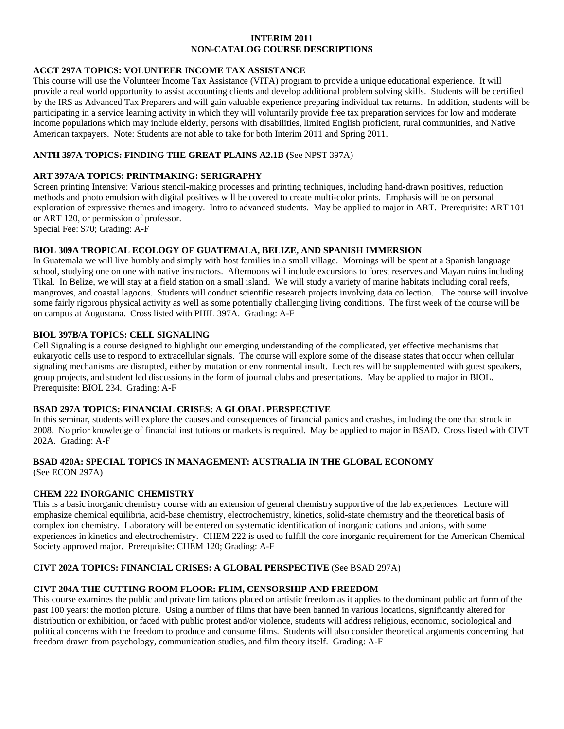# INTERIM 2011
## NON-CATALOG COURSE DESCRIPTIONS

**ACCT 297A TOPICS: VOLUNTEER INCOME TAX ASSISTANCE**

This course will use the Volunteer Income Tax Assistance (VITA) program to provide a unique educational experience. It will provide a real world opportunity to assist accounting clients and develop additional problem solving skills. Students will be certified by the IRS as Advanced Tax Preparers and will gain valuable experience preparing individual tax returns. In addition, students will be participating in a service learning activity in which they will voluntarily provide free tax preparation services for low and moderate income populations which may include elderly, persons with disabilities, limited English proficient, rural communities, and Native American taxpayers. Note: Students are not able to take for both Interim 2011 and Spring 2011.

**ANTH 397A TOPICS: FINDING THE GREAT PLAINS A2.1B (**See NPST 397A)

**ART 397A/A TOPICS: PRINTMAKING: SERIGRAPHY**

Screen printing Intensive: Various stencil-making processes and printing techniques, including hand-drawn positives, reduction methods and photo emulsion with digital positives will be covered to create multi-color prints. Emphasis will be on personal exploration of expressive themes and imagery. Intro to advanced students. May be applied to major in ART. Prerequisite: ART 101 or ART 120, or permission of professor.
Special Fee: $70; Grading: A-F

**BIOL 309A TROPICAL ECOLOGY OF GUATEMALA, BELIZE, AND SPANISH IMMERSION**

In Guatemala we will live humbly and simply with host families in a small village. Mornings will be spent at a Spanish language school, studying one on one with native instructors. Afternoons will include excursions to forest reserves and Mayan ruins including Tikal. In Belize, we will stay at a field station on a small island. We will study a variety of marine habitats including coral reefs, mangroves, and coastal lagoons. Students will conduct scientific research projects involving data collection. The course will involve some fairly rigorous physical activity as well as some potentially challenging living conditions. The first week of the course will be on campus at Augustana. Cross listed with PHIL 397A. Grading: A-F

**BIOL 397B/A TOPICS: CELL SIGNALING**

Cell Signaling is a course designed to highlight our emerging understanding of the complicated, yet effective mechanisms that eukaryotic cells use to respond to extracellular signals. The course will explore some of the disease states that occur when cellular signaling mechanisms are disrupted, either by mutation or environmental insult. Lectures will be supplemented with guest speakers, group projects, and student led discussions in the form of journal clubs and presentations. May be applied to major in BIOL. Prerequisite: BIOL 234. Grading: A-F

**BSAD 297A TOPICS: FINANCIAL CRISES: A GLOBAL PERSPECTIVE**

In this seminar, students will explore the causes and consequences of financial panics and crashes, including the one that struck in 2008. No prior knowledge of financial institutions or markets is required. May be applied to major in BSAD. Cross listed with CIVT 202A. Grading: A-F

**BSAD 420A: SPECIAL TOPICS IN MANAGEMENT: AUSTRALIA IN THE GLOBAL ECONOMY**
(See ECON 297A)

**CHEM 222 INORGANIC CHEMISTRY**

This is a basic inorganic chemistry course with an extension of general chemistry supportive of the lab experiences. Lecture will emphasize chemical equilibria, acid-base chemistry, electrochemistry, kinetics, solid-state chemistry and the theoretical basis of complex ion chemistry. Laboratory will be entered on systematic identification of inorganic cations and anions, with some experiences in kinetics and electrochemistry. CHEM 222 is used to fulfill the core inorganic requirement for the American Chemical Society approved major. Prerequisite: CHEM 120; Grading: A-F

**CIVT 202A TOPICS: FINANCIAL CRISES: A GLOBAL PERSPECTIVE** (See BSAD 297A)

**CIVT 204A THE CUTTING ROOM FLOOR: FLIM, CENSORSHIP AND FREEDOM**

This course examines the public and private limitations placed on artistic freedom as it applies to the dominant public art form of the past 100 years: the motion picture. Using a number of films that have been banned in various locations, significantly altered for distribution or exhibition, or faced with public protest and/or violence, students will address religious, economic, sociological and political concerns with the freedom to produce and consume films. Students will also consider theoretical arguments concerning that freedom drawn from psychology, communication studies, and film theory itself. Grading: A-F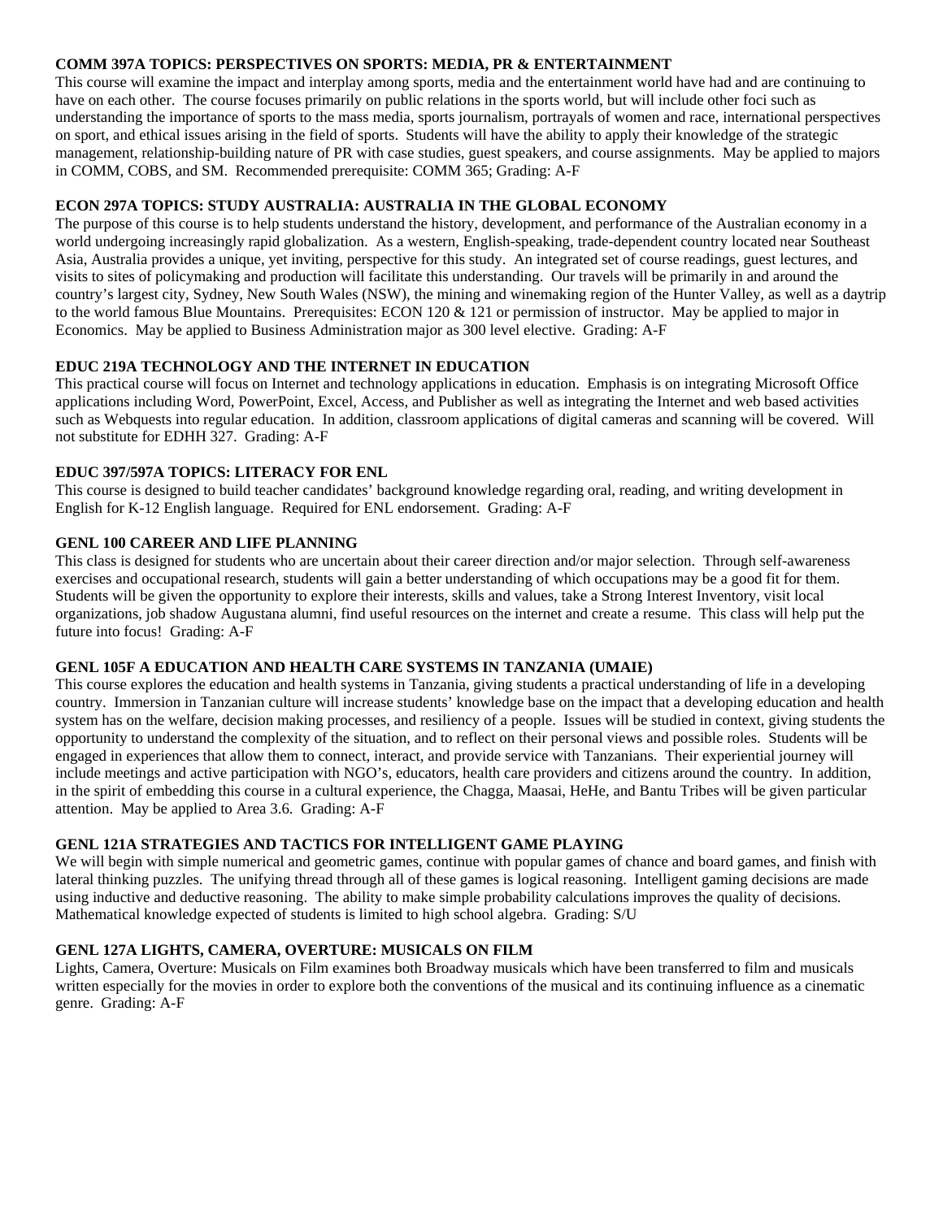**COMM 397A TOPICS: PERSPECTIVES ON SPORTS: MEDIA, PR & ENTERTAINMENT**

This course will examine the impact and interplay among sports, media and the entertainment world have had and are continuing to have on each other. The course focuses primarily on public relations in the sports world, but will include other foci such as understanding the importance of sports to the mass media, sports journalism, portrayals of women and race, international perspectives on sport, and ethical issues arising in the field of sports. Students will have the ability to apply their knowledge of the strategic management, relationship-building nature of PR with case studies, guest speakers, and course assignments. May be applied to majors in COMM, COBS, and SM. Recommended prerequisite: COMM 365; Grading: A-F

**ECON 297A TOPICS: STUDY AUSTRALIA: AUSTRALIA IN THE GLOBAL ECONOMY**

The purpose of this course is to help students understand the history, development, and performance of the Australian economy in a world undergoing increasingly rapid globalization. As a western, English-speaking, trade-dependent country located near Southeast Asia, Australia provides a unique, yet inviting, perspective for this study. An integrated set of course readings, guest lectures, and visits to sites of policymaking and production will facilitate this understanding. Our travels will be primarily in and around the country's largest city, Sydney, New South Wales (NSW), the mining and winemaking region of the Hunter Valley, as well as a daytrip to the world famous Blue Mountains. Prerequisites: ECON 120 & 121 or permission of instructor. May be applied to major in Economics. May be applied to Business Administration major as 300 level elective. Grading: A-F

**EDUC 219A TECHNOLOGY AND THE INTERNET IN EDUCATION**

This practical course will focus on Internet and technology applications in education. Emphasis is on integrating Microsoft Office applications including Word, PowerPoint, Excel, Access, and Publisher as well as integrating the Internet and web based activities such as Webquests into regular education. In addition, classroom applications of digital cameras and scanning will be covered. Will not substitute for EDHH 327. Grading: A-F

**EDUC 397/597A TOPICS: LITERACY FOR ENL**

This course is designed to build teacher candidates' background knowledge regarding oral, reading, and writing development in English for K-12 English language. Required for ENL endorsement. Grading: A-F

**GENL 100 CAREER AND LIFE PLANNING**

This class is designed for students who are uncertain about their career direction and/or major selection. Through self-awareness exercises and occupational research, students will gain a better understanding of which occupations may be a good fit for them. Students will be given the opportunity to explore their interests, skills and values, take a Strong Interest Inventory, visit local organizations, job shadow Augustana alumni, find useful resources on the internet and create a resume. This class will help put the future into focus! Grading: A-F

**GENL 105F A EDUCATION AND HEALTH CARE SYSTEMS IN TANZANIA (UMAIE)**

This course explores the education and health systems in Tanzania, giving students a practical understanding of life in a developing country. Immersion in Tanzanian culture will increase students' knowledge base on the impact that a developing education and health system has on the welfare, decision making processes, and resiliency of a people. Issues will be studied in context, giving students the opportunity to understand the complexity of the situation, and to reflect on their personal views and possible roles. Students will be engaged in experiences that allow them to connect, interact, and provide service with Tanzanians. Their experiential journey will include meetings and active participation with NGO's, educators, health care providers and citizens around the country. In addition, in the spirit of embedding this course in a cultural experience, the Chagga, Maasai, HeHe, and Bantu Tribes will be given particular attention. May be applied to Area 3.6. Grading: A-F

**GENL 121A STRATEGIES AND TACTICS FOR INTELLIGENT GAME PLAYING**

We will begin with simple numerical and geometric games, continue with popular games of chance and board games, and finish with lateral thinking puzzles. The unifying thread through all of these games is logical reasoning. Intelligent gaming decisions are made using inductive and deductive reasoning. The ability to make simple probability calculations improves the quality of decisions. Mathematical knowledge expected of students is limited to high school algebra. Grading: S/U

**GENL 127A LIGHTS, CAMERA, OVERTURE: MUSICALS ON FILM**

Lights, Camera, Overture: Musicals on Film examines both Broadway musicals which have been transferred to film and musicals written especially for the movies in order to explore both the conventions of the musical and its continuing influence as a cinematic genre. Grading: A-F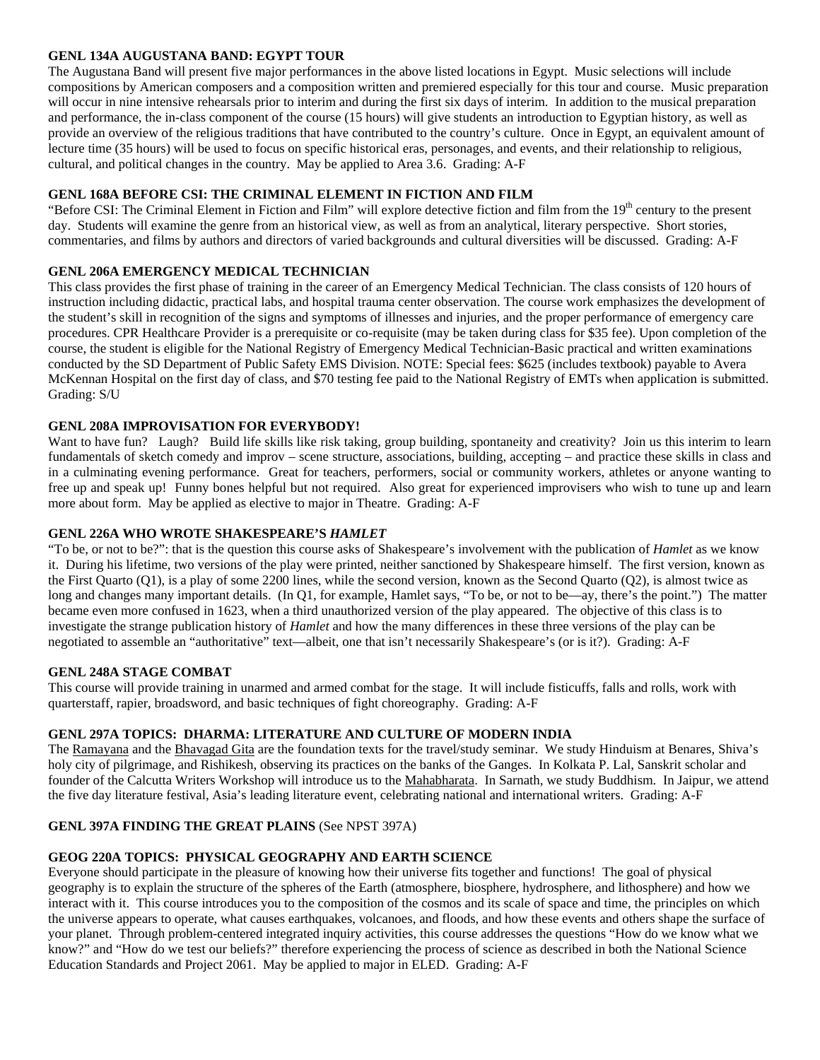**GENL 134A AUGUSTANA BAND: EGYPT TOUR**

The Augustana Band will present five major performances in the above listed locations in Egypt. Music selections will include compositions by American composers and a composition written and premiered especially for this tour and course. Music preparation will occur in nine intensive rehearsals prior to interim and during the first six days of interim. In addition to the musical preparation and performance, the in-class component of the course (15 hours) will give students an introduction to Egyptian history, as well as provide an overview of the religious traditions that have contributed to the country's culture. Once in Egypt, an equivalent amount of lecture time (35 hours) will be used to focus on specific historical eras, personages, and events, and their relationship to religious, cultural, and political changes in the country. May be applied to Area 3.6. Grading: A-F

**GENL 168A BEFORE CSI: THE CRIMINAL ELEMENT IN FICTION AND FILM**

"Before CSI: The Criminal Element in Fiction and Film" will explore detective fiction and film from the 19th century to the present day. Students will examine the genre from an historical view, as well as from an analytical, literary perspective. Short stories, commentaries, and films by authors and directors of varied backgrounds and cultural diversities will be discussed. Grading: A-F

**GENL 206A EMERGENCY MEDICAL TECHNICIAN**

This class provides the first phase of training in the career of an Emergency Medical Technician. The class consists of 120 hours of instruction including didactic, practical labs, and hospital trauma center observation. The course work emphasizes the development of the student's skill in recognition of the signs and symptoms of illnesses and injuries, and the proper performance of emergency care procedures. CPR Healthcare Provider is a prerequisite or co-requisite (may be taken during class for $35 fee). Upon completion of the course, the student is eligible for the National Registry of Emergency Medical Technician-Basic practical and written examinations conducted by the SD Department of Public Safety EMS Division. NOTE: Special fees: $625 (includes textbook) payable to Avera McKennan Hospital on the first day of class, and $70 testing fee paid to the National Registry of EMTs when application is submitted. Grading: S/U

**GENL 208A IMPROVISATION FOR EVERYBODY!**

Want to have fun? Laugh? Build life skills like risk taking, group building, spontaneity and creativity? Join us this interim to learn fundamentals of sketch comedy and improv – scene structure, associations, building, accepting – and practice these skills in class and in a culminating evening performance. Great for teachers, performers, social or community workers, athletes or anyone wanting to free up and speak up! Funny bones helpful but not required. Also great for experienced improvisers who wish to tune up and learn more about form. May be applied as elective to major in Theatre. Grading: A-F

**GENL 226A WHO WROTE SHAKESPEARE'S *HAMLET***

"To be, or not to be?": that is the question this course asks of Shakespeare's involvement with the publication of *Hamlet* as we know it. During his lifetime, two versions of the play were printed, neither sanctioned by Shakespeare himself. The first version, known as the First Quarto (Q1), is a play of some 2200 lines, while the second version, known as the Second Quarto (Q2), is almost twice as long and changes many important details. (In Q1, for example, Hamlet says, "To be, or not to be—ay, there's the point.") The matter became even more confused in 1623, when a third unauthorized version of the play appeared. The objective of this class is to investigate the strange publication history of *Hamlet* and how the many differences in these three versions of the play can be negotiated to assemble an "authoritative" text—albeit, one that isn't necessarily Shakespeare's (or is it?). Grading: A-F

**GENL 248A STAGE COMBAT**

This course will provide training in unarmed and armed combat for the stage. It will include fisticuffs, falls and rolls, work with quarterstaff, rapier, broadsword, and basic techniques of fight choreography. Grading: A-F

**GENL 297A TOPICS: DHARMA: LITERATURE AND CULTURE OF MODERN INDIA**

The Ramayana and the Bhavagad Gita are the foundation texts for the travel/study seminar. We study Hinduism at Benares, Shiva's holy city of pilgrimage, and Rishikesh, observing its practices on the banks of the Ganges. In Kolkata P. Lal, Sanskrit scholar and founder of the Calcutta Writers Workshop will introduce us to the Mahabharata. In Sarnath, we study Buddhism. In Jaipur, we attend the five day literature festival, Asia's leading literature event, celebrating national and international writers. Grading: A-F

**GENL 397A FINDING THE GREAT PLAINS** (See NPST 397A)

**GEOG 220A TOPICS: PHYSICAL GEOGRAPHY AND EARTH SCIENCE**

Everyone should participate in the pleasure of knowing how their universe fits together and functions! The goal of physical geography is to explain the structure of the spheres of the Earth (atmosphere, biosphere, hydrosphere, and lithosphere) and how we interact with it. This course introduces you to the composition of the cosmos and its scale of space and time, the principles on which the universe appears to operate, what causes earthquakes, volcanoes, and floods, and how these events and others shape the surface of your planet. Through problem-centered integrated inquiry activities, this course addresses the questions "How do we know what we know?" and "How do we test our beliefs?" therefore experiencing the process of science as described in both the National Science Education Standards and Project 2061. May be applied to major in ELED. Grading: A-F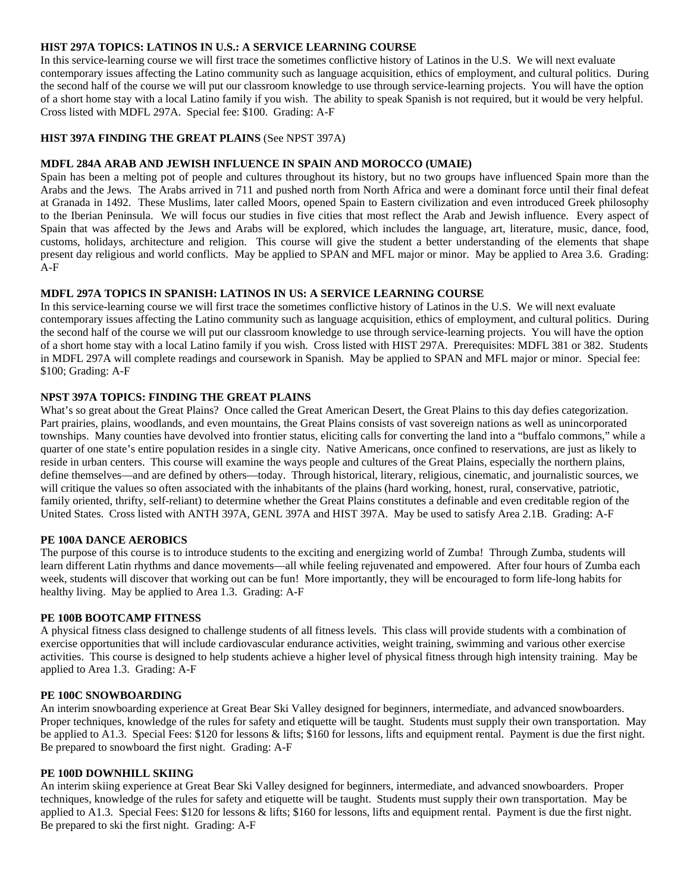**HIST 297A TOPICS: LATINOS IN U.S.: A SERVICE LEARNING COURSE**

In this service-learning course we will first trace the sometimes conflictive history of Latinos in the U.S. We will next evaluate contemporary issues affecting the Latino community such as language acquisition, ethics of employment, and cultural politics. During the second half of the course we will put our classroom knowledge to use through service-learning projects. You will have the option of a short home stay with a local Latino family if you wish. The ability to speak Spanish is not required, but it would be very helpful. Cross listed with MDFL 297A. Special fee: $100. Grading: A-F

**HIST 397A FINDING THE GREAT PLAINS** (See NPST 397A)

**MDFL 284A ARAB AND JEWISH INFLUENCE IN SPAIN AND MOROCCO (UMAIE)**

Spain has been a melting pot of people and cultures throughout its history, but no two groups have influenced Spain more than the Arabs and the Jews. The Arabs arrived in 711 and pushed north from North Africa and were a dominant force until their final defeat at Granada in 1492. These Muslims, later called Moors, opened Spain to Eastern civilization and even introduced Greek philosophy to the Iberian Peninsula. We will focus our studies in five cities that most reflect the Arab and Jewish influence. Every aspect of Spain that was affected by the Jews and Arabs will be explored, which includes the language, art, literature, music, dance, food, customs, holidays, architecture and religion. This course will give the student a better understanding of the elements that shape present day religious and world conflicts. May be applied to SPAN and MFL major or minor. May be applied to Area 3.6. Grading: A-F

**MDFL 297A TOPICS IN SPANISH: LATINOS IN US: A SERVICE LEARNING COURSE**

In this service-learning course we will first trace the sometimes conflictive history of Latinos in the U.S. We will next evaluate contemporary issues affecting the Latino community such as language acquisition, ethics of employment, and cultural politics. During the second half of the course we will put our classroom knowledge to use through service-learning projects. You will have the option of a short home stay with a local Latino family if you wish. Cross listed with HIST 297A. Prerequisites: MDFL 381 or 382. Students in MDFL 297A will complete readings and coursework in Spanish. May be applied to SPAN and MFL major or minor. Special fee: $100; Grading: A-F

**NPST 397A TOPICS: FINDING THE GREAT PLAINS**

What's so great about the Great Plains? Once called the Great American Desert, the Great Plains to this day defies categorization. Part prairies, plains, woodlands, and even mountains, the Great Plains consists of vast sovereign nations as well as unincorporated townships. Many counties have devolved into frontier status, eliciting calls for converting the land into a "buffalo commons," while a quarter of one state's entire population resides in a single city. Native Americans, once confined to reservations, are just as likely to reside in urban centers. This course will examine the ways people and cultures of the Great Plains, especially the northern plains, define themselves—and are defined by others—today. Through historical, literary, religious, cinematic, and journalistic sources, we will critique the values so often associated with the inhabitants of the plains (hard working, honest, rural, conservative, patriotic, family oriented, thrifty, self-reliant) to determine whether the Great Plains constitutes a definable and even creditable region of the United States. Cross listed with ANTH 397A, GENL 397A and HIST 397A. May be used to satisfy Area 2.1B. Grading: A-F

**PE 100A DANCE AEROBICS**

The purpose of this course is to introduce students to the exciting and energizing world of Zumba! Through Zumba, students will learn different Latin rhythms and dance movements—all while feeling rejuvenated and empowered. After four hours of Zumba each week, students will discover that working out can be fun! More importantly, they will be encouraged to form life-long habits for healthy living. May be applied to Area 1.3. Grading: A-F

**PE 100B BOOTCAMP FITNESS**

A physical fitness class designed to challenge students of all fitness levels. This class will provide students with a combination of exercise opportunities that will include cardiovascular endurance activities, weight training, swimming and various other exercise activities. This course is designed to help students achieve a higher level of physical fitness through high intensity training. May be applied to Area 1.3. Grading: A-F

**PE 100C SNOWBOARDING**

An interim snowboarding experience at Great Bear Ski Valley designed for beginners, intermediate, and advanced snowboarders. Proper techniques, knowledge of the rules for safety and etiquette will be taught. Students must supply their own transportation. May be applied to A1.3. Special Fees: $120 for lessons & lifts; $160 for lessons, lifts and equipment rental. Payment is due the first night. Be prepared to snowboard the first night. Grading: A-F

**PE 100D DOWNHILL SKIING**

An interim skiing experience at Great Bear Ski Valley designed for beginners, intermediate, and advanced snowboarders. Proper techniques, knowledge of the rules for safety and etiquette will be taught. Students must supply their own transportation. May be applied to A1.3. Special Fees: $120 for lessons & lifts; $160 for lessons, lifts and equipment rental. Payment is due the first night. Be prepared to ski the first night. Grading: A-F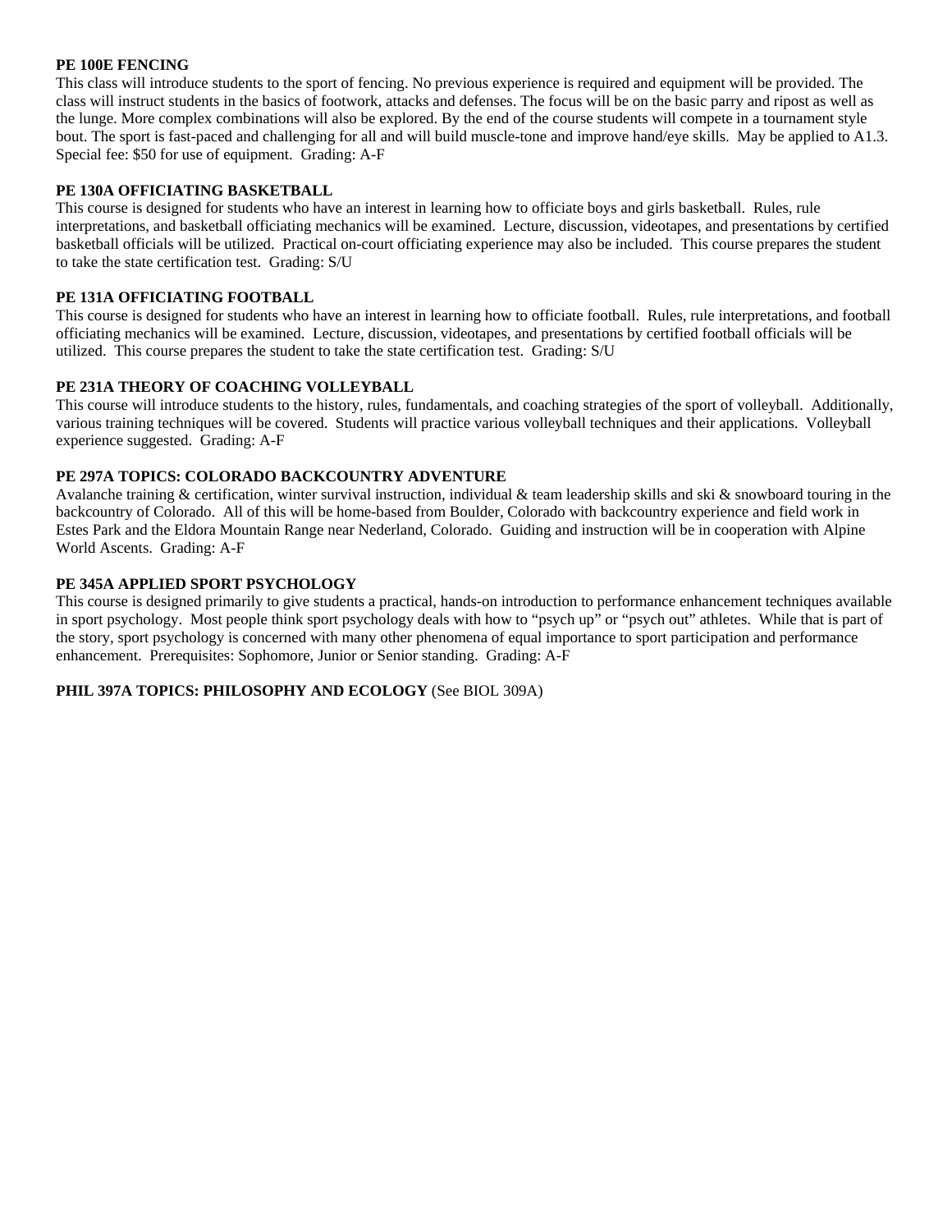**PE 100E FENCING**
This class will introduce students to the sport of fencing. No previous experience is required and equipment will be provided. The class will instruct students in the basics of footwork, attacks and defenses. The focus will be on the basic parry and ripost as well as the lunge. More complex combinations will also be explored. By the end of the course students will compete in a tournament style bout. The sport is fast-paced and challenging for all and will build muscle-tone and improve hand/eye skills. May be applied to A1.3. Special fee: $50 for use of equipment. Grading: A-F

**PE 130A OFFICIATING BASKETBALL**
This course is designed for students who have an interest in learning how to officiate boys and girls basketball. Rules, rule interpretations, and basketball officiating mechanics will be examined. Lecture, discussion, videotapes, and presentations by certified basketball officials will be utilized. Practical on-court officiating experience may also be included. This course prepares the student to take the state certification test. Grading: S/U

**PE 131A OFFICIATING FOOTBALL**
This course is designed for students who have an interest in learning how to officiate football. Rules, rule interpretations, and football officiating mechanics will be examined. Lecture, discussion, videotapes, and presentations by certified football officials will be utilized. This course prepares the student to take the state certification test. Grading: S/U

**PE 231A THEORY OF COACHING VOLLEYBALL**
This course will introduce students to the history, rules, fundamentals, and coaching strategies of the sport of volleyball. Additionally, various training techniques will be covered. Students will practice various volleyball techniques and their applications. Volleyball experience suggested. Grading: A-F

**PE 297A TOPICS: COLORADO BACKCOUNTRY ADVENTURE**
Avalanche training & certification, winter survival instruction, individual & team leadership skills and ski & snowboard touring in the backcountry of Colorado. All of this will be home-based from Boulder, Colorado with backcountry experience and field work in Estes Park and the Eldora Mountain Range near Nederland, Colorado. Guiding and instruction will be in cooperation with Alpine World Ascents. Grading: A-F

**PE 345A APPLIED SPORT PSYCHOLOGY**
This course is designed primarily to give students a practical, hands-on introduction to performance enhancement techniques available in sport psychology. Most people think sport psychology deals with how to "psych up" or "psych out" athletes. While that is part of the story, sport psychology is concerned with many other phenomena of equal importance to sport participation and performance enhancement. Prerequisites: Sophomore, Junior or Senior standing. Grading: A-F

**PHIL 397A TOPICS: PHILOSOPHY AND ECOLOGY** (See BIOL 309A)